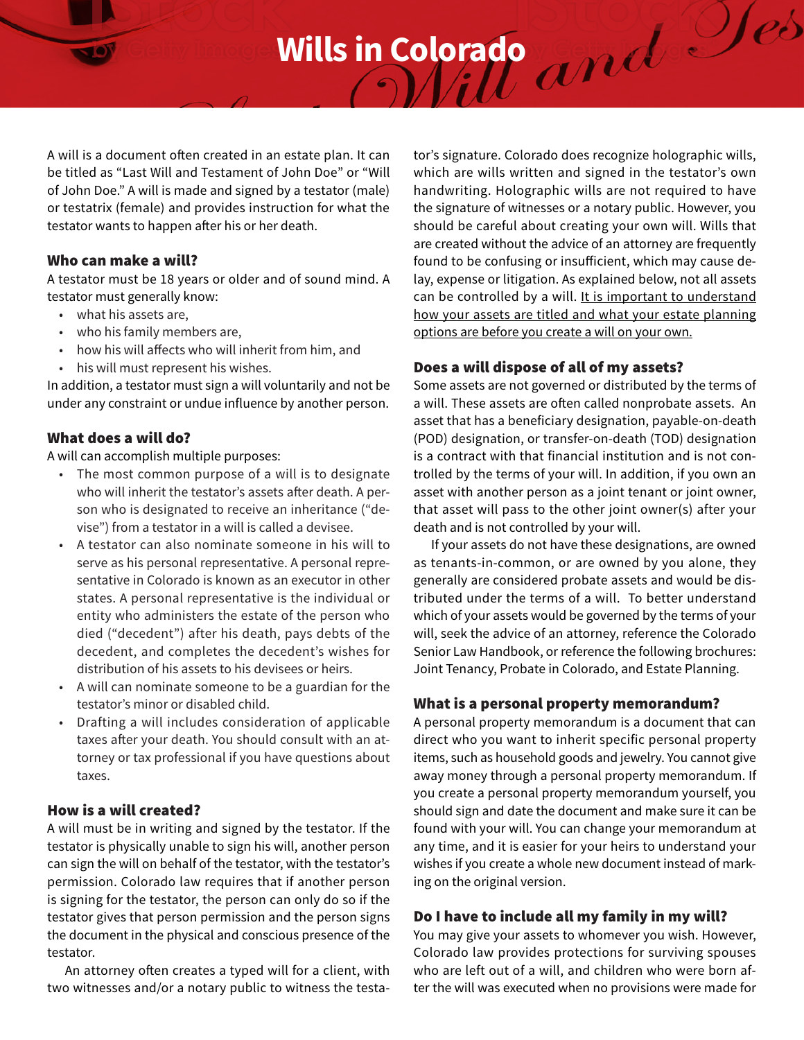# Wills in Colorado

A will is a document often created in an estate plan. It can be titled as "Last Will and Testament of John Doe" or "Will of John Doe." A will is made and signed by a testator (male) or testatrix (female) and provides instruction for what the testator wants to happen after his or her death.

## Who can make a will?

A testator must be 18 years or older and of sound mind. A testator must generally know:

- what his assets are,
- who his family members are,
- how his will affects who will inherit from him, and
- his will must represent his wishes.

In addition, a testator must sign a will voluntarily and not be under any constraint or undue influence by another person.

## What does a will do?

A will can accomplish multiple purposes:

- The most common purpose of a will is to designate who will inherit the testator's assets after death. A person who is designated to receive an inheritance ("devise") from a testator in a will is called a devisee.
- A testator can also nominate someone in his will to serve as his personal representative. A personal representative in Colorado is known as an executor in other states. A personal representative is the individual or entity who administers the estate of the person who died ("decedent") after his death, pays debts of the decedent, and completes the decedent's wishes for distribution of his assets to his devisees or heirs.
- A will can nominate someone to be a guardian for the testator's minor or disabled child.
- Drafting a will includes consideration of applicable taxes after your death. You should consult with an attorney or tax professional if you have questions about taxes.

## How is a will created?

A will must be in writing and signed by the testator. If the testator is physically unable to sign his will, another person can sign the will on behalf of the testator, with the testator's permission. Colorado law requires that if another person is signing for the testator, the person can only do so if the testator gives that person permission and the person signs the document in the physical and conscious presence of the testator.

An attorney often creates a typed will for a client, with two witnesses and/or a notary public to witness the testator's signature. Colorado does recognize holographic wills, which are wills written and signed in the testator's own handwriting. Holographic wills are not required to have the signature of witnesses or a notary public. However, you should be careful about creating your own will. Wills that are created without the advice of an attorney are frequently found to be confusing or insufficient, which may cause delay, expense or litigation. As explained below, not all assets can be controlled by a will. <u>It is important to understand how your assets are titled and what your estate planning options are before you create a will on your own.</u>

## Does a will dispose of all of my assets?

Some assets are not governed or distributed by the terms of a will. These assets are often called nonprobate assets. An asset that has a beneficiary designation, payable-on-death (POD) designation, or transfer-on-death (TOD) designation is a contract with that financial institution and is not controlled by the terms of your will. In addition, if you own an asset with another person as a joint tenant or joint owner, that asset will pass to the other joint owner(s) after your death and is not controlled by your will.

If your assets do not have these designations, are owned as tenants-in-common, or are owned by you alone, they generally are considered probate assets and would be distributed under the terms of a will. To better understand which of your assets would be governed by the terms of your will, seek the advice of an attorney, reference the Colorado Senior Law Handbook, or reference the following brochures: Joint Tenancy, Probate in Colorado, and Estate Planning.

## What is a personal property memorandum?

A personal property memorandum is a document that can direct who you want to inherit specific personal property items, such as household goods and jewelry. You cannot give away money through a personal property memorandum. If you create a personal property memorandum yourself, you should sign and date the document and make sure it can be found with your will. You can change your memorandum at any time, and it is easier for your heirs to understand your wishes if you create a whole new document instead of marking on the original version.

## Do I have to include all my family in my will?

You may give your assets to whomever you wish. However, Colorado law provides protections for surviving spouses who are left out of a will, and children who were born after the will was executed when no provisions were made for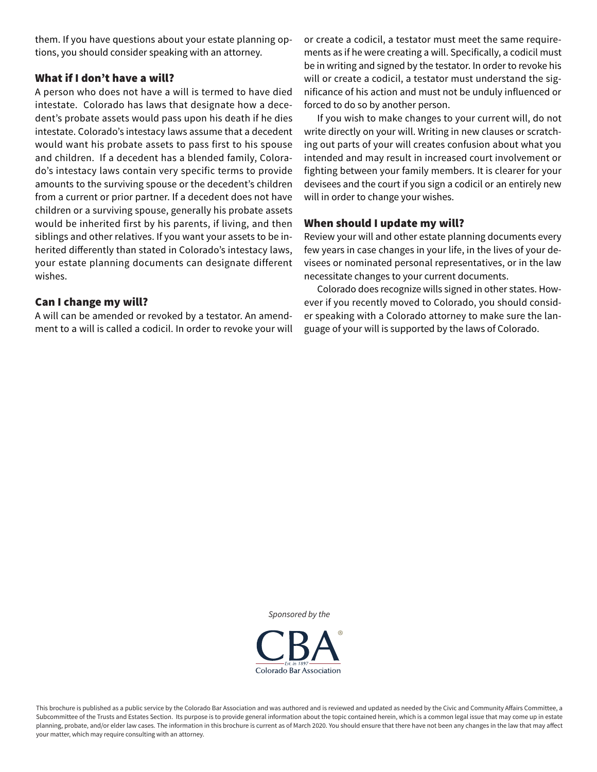them. If you have questions about your estate planning options, you should consider speaking with an attorney.

## What if I don't have a will?

A person who does not have a will is termed to have died intestate. Colorado has laws that designate how a decedent's probate assets would pass upon his death if he dies intestate. Colorado's intestacy laws assume that a decedent would want his probate assets to pass first to his spouse and children. If a decedent has a blended family, Colorado's intestacy laws contain very specific terms to provide amounts to the surviving spouse or the decedent's children from a current or prior partner. If a decedent does not have children or a surviving spouse, generally his probate assets would be inherited first by his parents, if living, and then siblings and other relatives. If you want your assets to be inherited differently than stated in Colorado's intestacy laws, your estate planning documents can designate different wishes.

## Can I change my will?

A will can be amended or revoked by a testator. An amendment to a will is called a codicil. In order to revoke your will or create a codicil, a testator must meet the same requirements as if he were creating a will. Specifically, a codicil must be in writing and signed by the testator. In order to revoke his will or create a codicil, a testator must understand the significance of his action and must not be unduly influenced or forced to do so by another person.

If you wish to make changes to your current will, do not write directly on your will. Writing in new clauses or scratching out parts of your will creates confusion about what you intended and may result in increased court involvement or fighting between your family members. It is clearer for your devisees and the court if you sign a codicil or an entirely new will in order to change your wishes.

## When should I update my will?

Review your will and other estate planning documents every few years in case changes in your life, in the lives of your devisees or nominated personal representatives, or in the law necessitate changes to your current documents.

Colorado does recognize wills signed in other states. However if you recently moved to Colorado, you should consider speaking with a Colorado attorney to make sure the language of your will is supported by the laws of Colorado.

*Sponsored by the*

CBA®
Est. in 1897
Colorado Bar Association

This brochure is published as a public service by the Colorado Bar Association and was authored and is reviewed and updated as needed by the Civic and Community Affairs Committee, a Subcommittee of the Trusts and Estates Section. Its purpose is to provide general information about the topic contained herein, which is a common legal issue that may come up in estate planning, probate, and/or elder law cases. The information in this brochure is current as of March 2020. You should ensure that there have not been any changes in the law that may affect your matter, which may require consulting with an attorney.